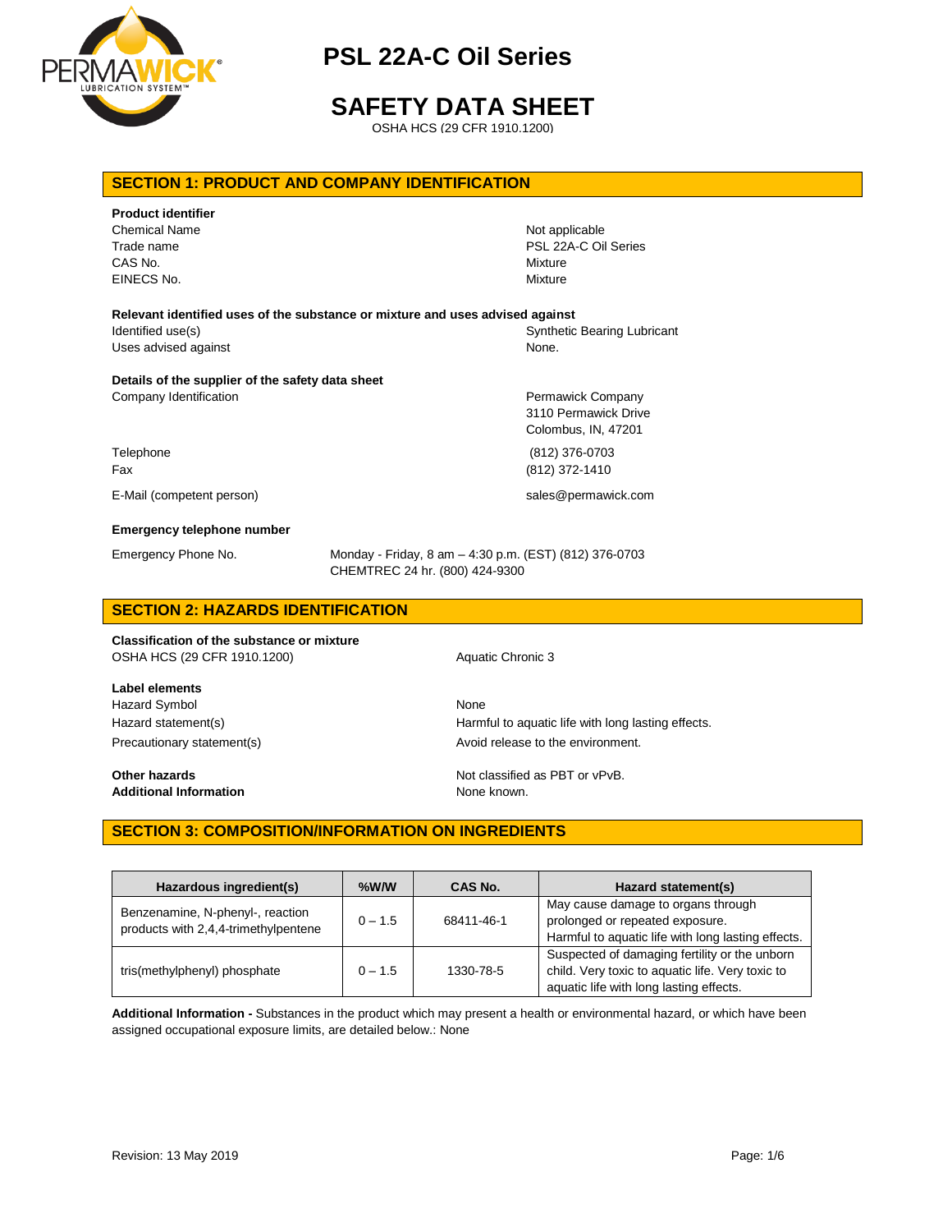# PSL 22A-C Oil Series

# SAFETY DATA SHEET

OSHA HCS (29 CFR 1910.1200)

## SECTION 1: PRODUCT AND COMPANY IDENTIFICATION

**Product identifier**

| | |
|---|---|
| Chemical Name | Not applicable |
| Trade name | PSL 22A-C Oil Series |
| CAS No. | Mixture |
| EINECS No. | Mixture |

**Relevant identified uses of the substance or mixture and uses advised against**

| | |
|---|---|
| Identified use(s) | Synthetic Bearing Lubricant |
| Uses advised against | None. |

**Details of the supplier of the safety data sheet**

| | |
|---|---|
| Company Identification | Permawick Company<br>3110 Permawick Drive<br>Colombus, IN, 47201 |
| Telephone | (812) 376-0703 |
| Fax | (812) 372-1410 |
| E-Mail (competent person) | sales@permawick.com |

**Emergency telephone number**

| | |
|---|---|
| Emergency Phone No. | Monday - Friday, 8 am – 4:30 p.m. (EST) (812) 376-0703<br>CHEMTREC 24 hr. (800) 424-9300 |

## SECTION 2: HAZARDS IDENTIFICATION

**Classification of the substance or mixture**

| | |
|---|---|
| OSHA HCS (29 CFR 1910.1200) | Aquatic Chronic 3 |

**Label elements**

| | |
|---|---|
| Hazard Symbol | None |
| Hazard statement(s) | Harmful to aquatic life with long lasting effects. |
| Precautionary statement(s) | Avoid release to the environment. |

| | |
|---|---|
| **Other hazards** | Not classified as PBT or vPvB. |
| **Additional Information** | None known. |

## SECTION 3: COMPOSITION/INFORMATION ON INGREDIENTS

| Hazardous ingredient(s) | %W/W | CAS No. | Hazard statement(s) |
|---|---|---|---|
| Benzenamine, N-phenyl-, reaction products with 2,4,4-trimethylpentene | 0 – 1.5 | 68411-46-1 | May cause damage to organs through prolonged or repeated exposure. Harmful to aquatic life with long lasting effects. |
| tris(methylphenyl) phosphate | 0 – 1.5 | 1330-78-5 | Suspected of damaging fertility or the unborn child. Very toxic to aquatic life. Very toxic to aquatic life with long lasting effects. |

**Additional Information -** Substances in the product which may present a health or environmental hazard, or which have been assigned occupational exposure limits, are detailed below.: None

Revision: 13 May 2019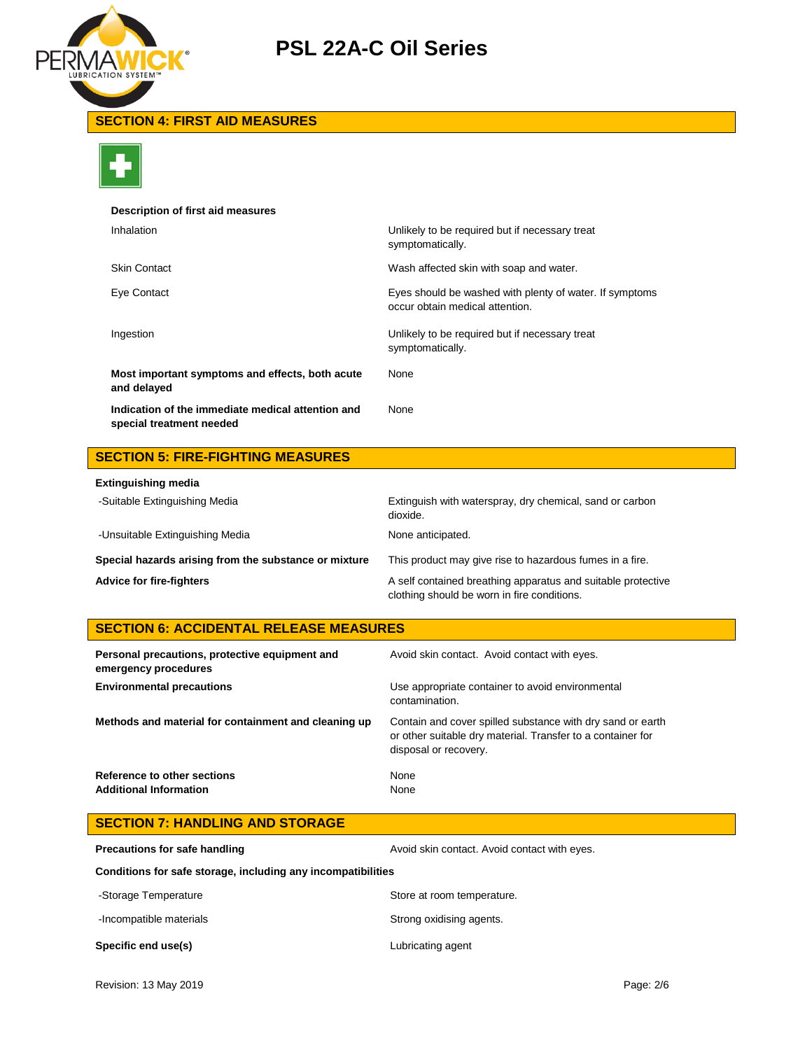## SECTION 4: FIRST AID MEASURES

**Description of first aid measures**

| | |
|---|---|
| Inhalation | Unlikely to be required but if necessary treat symptomatically. |
| Skin Contact | Wash affected skin with soap and water. |
| Eye Contact | Eyes should be washed with plenty of water. If symptoms occur obtain medical attention. |
| Ingestion | Unlikely to be required but if necessary treat symptomatically. |
| **Most important symptoms and effects, both acute and delayed** | None |
| **Indication of the immediate medical attention and special treatment needed** | None |

## SECTION 5: FIRE-FIGHTING MEASURES

**Extinguishing media**

| | |
|---|---|
| -Suitable Extinguishing Media | Extinguish with waterspray, dry chemical, sand or carbon dioxide. |
| -Unsuitable Extinguishing Media | None anticipated. |
| **Special hazards arising from the substance or mixture** | This product may give rise to hazardous fumes in a fire. |
| **Advice for fire-fighters** | A self contained breathing apparatus and suitable protective clothing should be worn in fire conditions. |

## SECTION 6: ACCIDENTAL RELEASE MEASURES

| | |
|---|---|
| **Personal precautions, protective equipment and emergency procedures** | Avoid skin contact. Avoid contact with eyes. |
| **Environmental precautions** | Use appropriate container to avoid environmental contamination. |
| **Methods and material for containment and cleaning up** | Contain and cover spilled substance with dry sand or earth or other suitable dry material. Transfer to a container for disposal or recovery. |
| **Reference to other sections** | None |
| **Additional Information** | None |

## SECTION 7: HANDLING AND STORAGE

| | |
|---|---|
| **Precautions for safe handling** | Avoid skin contact. Avoid contact with eyes. |

**Conditions for safe storage, including any incompatibilities**

| | |
|---|---|
| -Storage Temperature | Store at room temperature. |
| -Incompatible materials | Strong oxidising agents. |
| **Specific end use(s)** | Lubricating agent |

Revision: 13 May 2019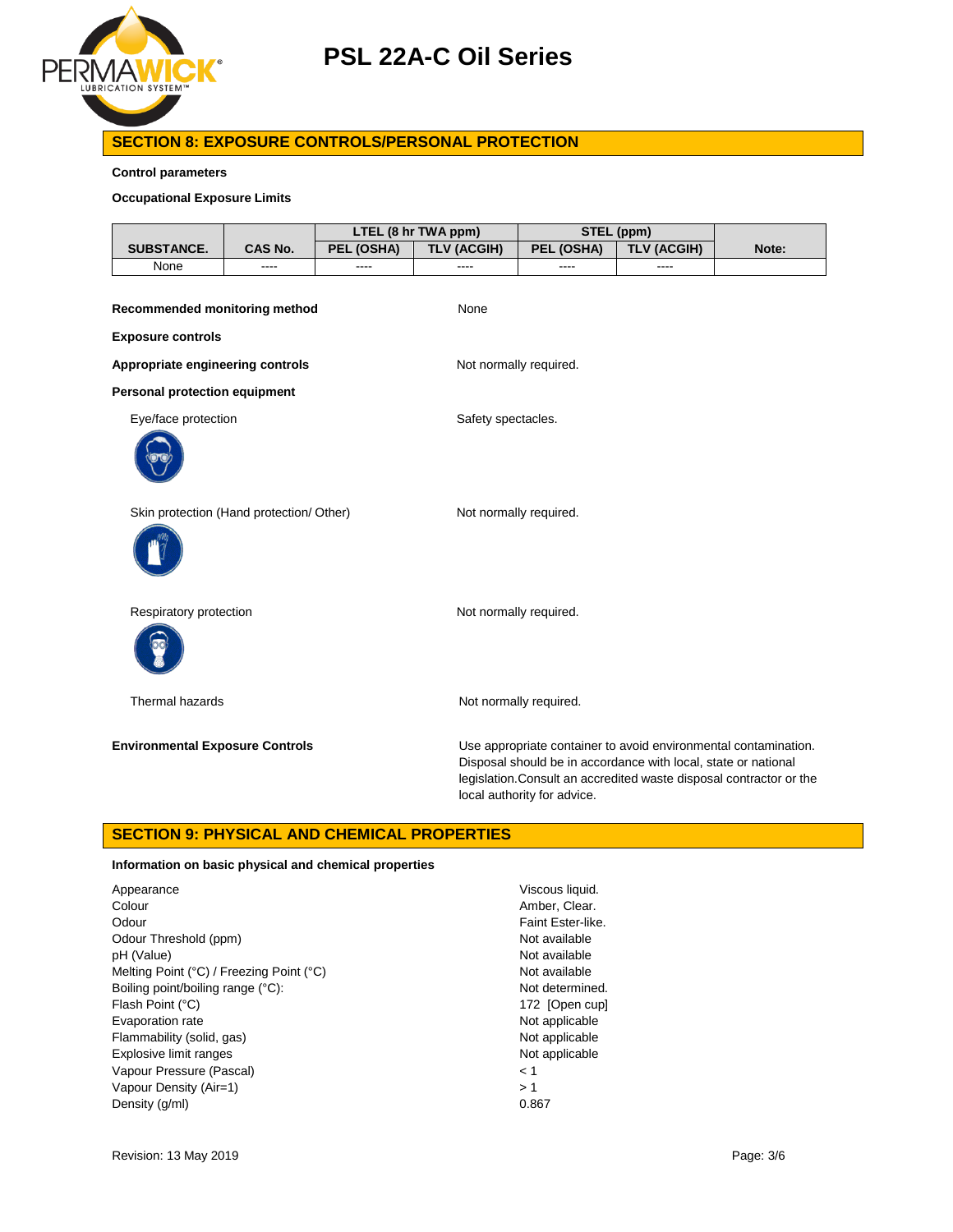## SECTION 8: EXPOSURE CONTROLS/PERSONAL PROTECTION

**Control parameters**

**Occupational Exposure Limits**

| SUBSTANCE. | CAS No. | LTEL (8 hr TWA ppm) | | STEL (ppm) | | Note: |
|---|---|---|---|---|---|---|
| | | PEL (OSHA) | TLV (ACGIH) | PEL (OSHA) | TLV (ACGIH) | |
| None | ---- | ---- | ---- | ---- | ---- | |

**Recommended monitoring method** None

**Exposure controls**

**Appropriate engineering controls** Not normally required.

**Personal protection equipment**

Eye/face protection: Safety spectacles.

Skin protection (Hand protection/ Other): Not normally required.

Respiratory protection: Not normally required.

Thermal hazards: Not normally required.

**Environmental Exposure Controls** Use appropriate container to avoid environmental contamination. Disposal should be in accordance with local, state or national legislation.Consult an accredited waste disposal contractor or the local authority for advice.

## SECTION 9: PHYSICAL AND CHEMICAL PROPERTIES

**Information on basic physical and chemical properties**

| Property | Value |
|---|---|
| Appearance | Viscous liquid. |
| Colour | Amber, Clear. |
| Odour | Faint Ester-like. |
| Odour Threshold (ppm) | Not available |
| pH (Value) | Not available |
| Melting Point (°C) / Freezing Point (°C) | Not available |
| Boiling point/boiling range (°C): | Not determined. |
| Flash Point (°C) | 172 [Open cup] |
| Evaporation rate | Not applicable |
| Flammability (solid, gas) | Not applicable |
| Explosive limit ranges | Not applicable |
| Vapour Pressure (Pascal) | < 1 |
| Vapour Density (Air=1) | > 1 |
| Density (g/ml) | 0.867 |

Revision: 13 May 2019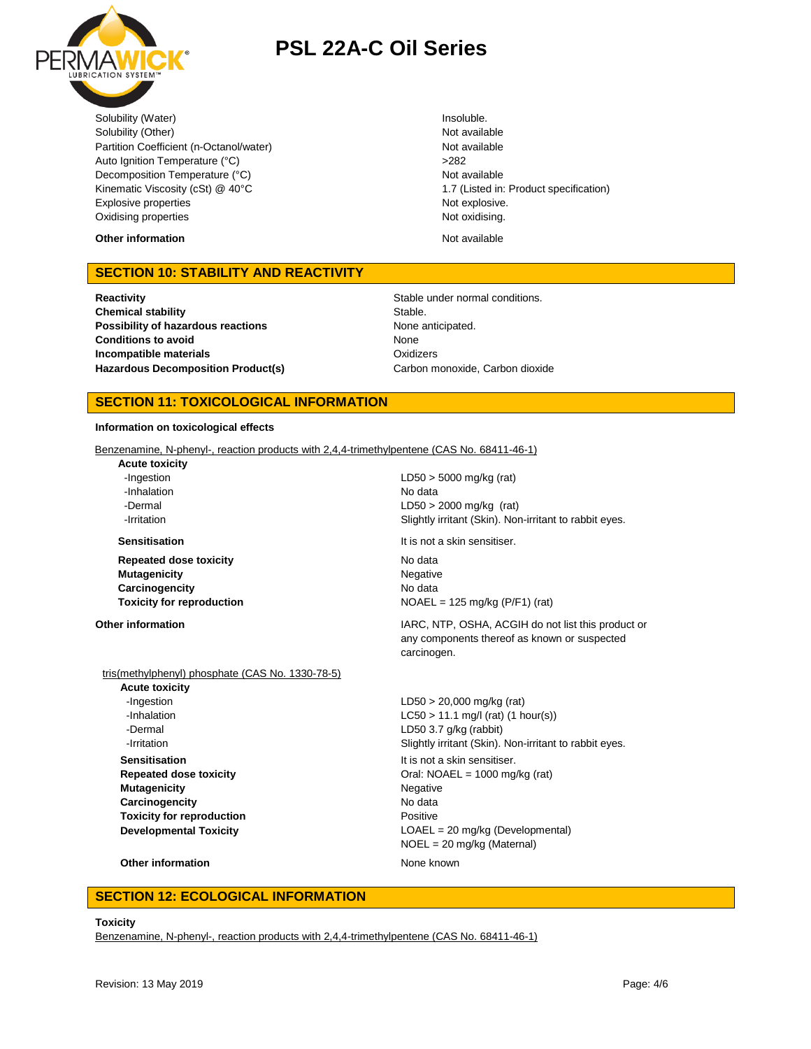| | |
|---|---|
| Solubility (Water) | Insoluble. |
| Solubility (Other) | Not available |
| Partition Coefficient (n-Octanol/water) | Not available |
| Auto Ignition Temperature (°C) | >282 |
| Decomposition Temperature (°C) | Not available |
| Kinematic Viscosity (cSt) @ 40°C | 1.7 (Listed in: Product specification) |
| Explosive properties | Not explosive. |
| Oxidising properties | Not oxidising. |

**Other information** Not available

## SECTION 10: STABILITY AND REACTIVITY

| | |
|---|---|
| **Reactivity** | Stable under normal conditions. |
| **Chemical stability** | Stable. |
| **Possibility of hazardous reactions** | None anticipated. |
| **Conditions to avoid** | None |
| **Incompatible materials** | Oxidizers |
| **Hazardous Decomposition Product(s)** | Carbon monoxide, Carbon dioxide |

## SECTION 11: TOXICOLOGICAL INFORMATION

**Information on toxicological effects**

Benzenamine, N-phenyl-, reaction products with 2,4,4-trimethylpentene (CAS No. 68411-46-1)

| | |
|---|---|
| **Acute toxicity** | |
| -Ingestion | LD50 > 5000 mg/kg (rat) |
| -Inhalation | No data |
| -Dermal | LD50 > 2000 mg/kg (rat) |
| -Irritation | Slightly irritant (Skin). Non-irritant to rabbit eyes. |
| **Sensitisation** | It is not a skin sensitiser. |
| **Repeated dose toxicity** | No data |
| **Mutagenicity** | Negative |
| **Carcinogencity** | No data |
| **Toxicity for reproduction** | NOAEL = 125 mg/kg (P/F1) (rat) |
| **Other information** | IARC, NTP, OSHA, ACGIH do not list this product or any components thereof as known or suspected carcinogen. |

tris(methylphenyl) phosphate (CAS No. 1330-78-5)

| | |
|---|---|
| **Acute toxicity** | |
| -Ingestion | LD50 > 20,000 mg/kg (rat) |
| -Inhalation | LC50 > 11.1 mg/l (rat) (1 hour(s)) |
| -Dermal | LD50 3.7 g/kg (rabbit) |
| -Irritation | Slightly irritant (Skin). Non-irritant to rabbit eyes. |
| **Sensitisation** | It is not a skin sensitiser. |
| **Repeated dose toxicity** | Oral: NOAEL = 1000 mg/kg (rat) |
| **Mutagenicity** | Negative |
| **Carcinogencity** | No data |
| **Toxicity for reproduction** | Positive |
| **Developmental Toxicity** | LOAEL = 20 mg/kg (Developmental) NOEL = 20 mg/kg (Maternal) |
| **Other information** | None known |

## SECTION 12: ECOLOGICAL INFORMATION

**Toxicity**

Benzenamine, N-phenyl-, reaction products with 2,4,4-trimethylpentene (CAS No. 68411-46-1)

Revision: 13 May 2019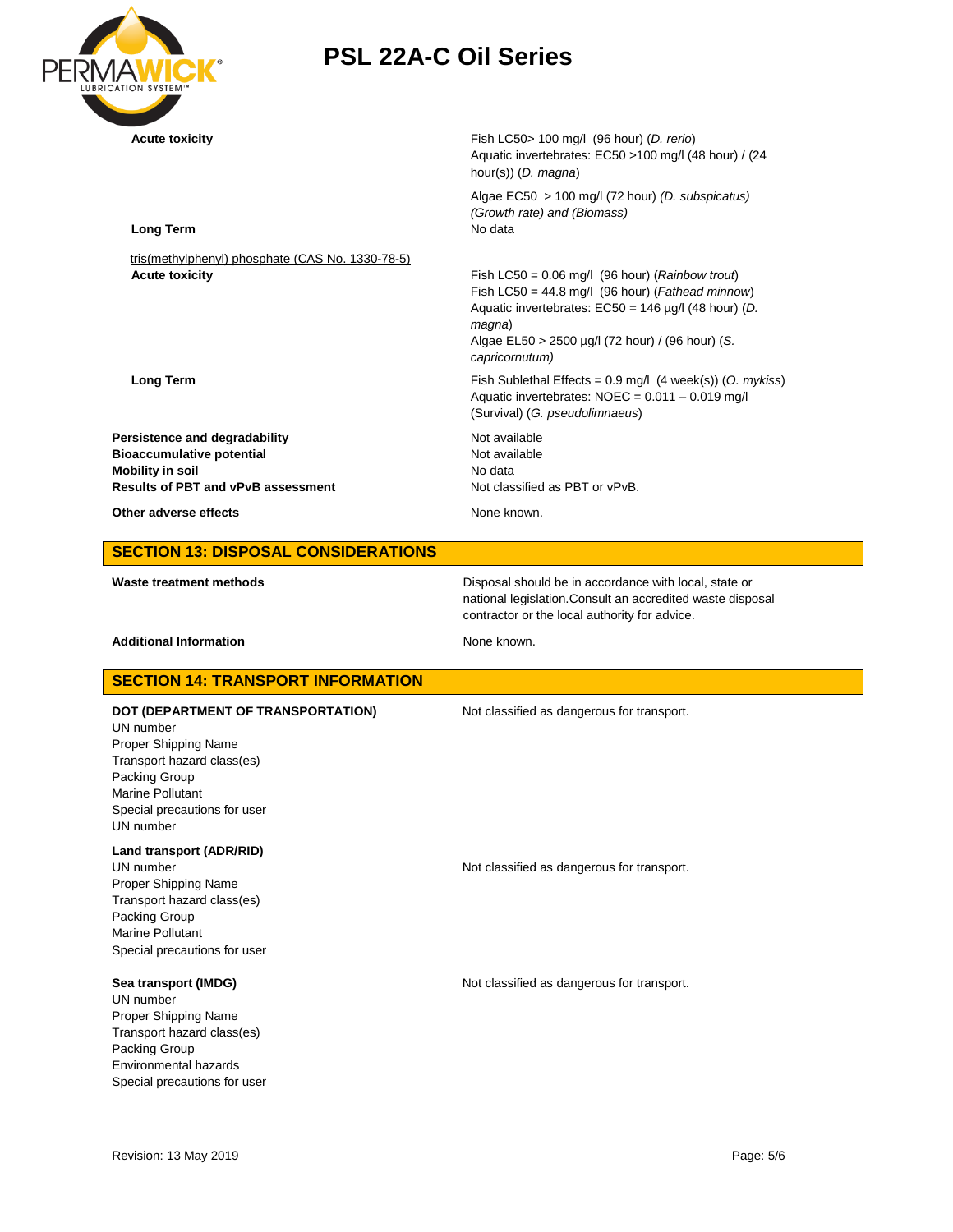| | |
|---|---|
| **Acute toxicity** | Fish LC50> 100 mg/l (96 hour) (*D. rerio*)<br>Aquatic invertebrates: EC50 >100 mg/l (48 hour) / (24 hour(s)) (*D. magna*)<br><br>Algae EC50 > 100 mg/l (72 hour) *(D. subspicatus) (Growth rate) and (Biomass)* |
| **Long Term** | No data |

tris(methylphenyl) phosphate (CAS No. 1330-78-5)

| | |
|---|---|
| **Acute toxicity** | Fish LC50 = 0.06 mg/l (96 hour) (*Rainbow trout*)<br>Fish LC50 = 44.8 mg/l (96 hour) (*Fathead minnow*)<br>Aquatic invertebrates: EC50 = 146 µg/l (48 hour) (*D. magna*)<br>Algae EL50 > 2500 µg/l (72 hour) / (96 hour) (*S. capricornutum)* |
| **Long Term** | Fish Sublethal Effects = 0.9 mg/l (4 week(s)) (*O. mykiss*)<br>Aquatic invertebrates: NOEC = 0.011 – 0.019 mg/l (Survival) (*G. pseudolimnaeus*) |

| | |
|---|---|
| **Persistence and degradability** | Not available |
| **Bioaccumulative potential** | Not available |
| **Mobility in soil** | No data |
| **Results of PBT and vPvB assessment** | Not classified as PBT or vPvB. |
| **Other adverse effects** | None known. |

## SECTION 13: DISPOSAL CONSIDERATIONS

| | |
|---|---|
| **Waste treatment methods** | Disposal should be in accordance with local, state or national legislation.Consult an accredited waste disposal contractor or the local authority for advice. |
| **Additional Information** | None known. |

## SECTION 14: TRANSPORT INFORMATION

**DOT (DEPARTMENT OF TRANSPORTATION)** — Not classified as dangerous for transport.

UN number
Proper Shipping Name
Transport hazard class(es)
Packing Group
Marine Pollutant
Special precautions for user
UN number

**Land transport (ADR/RID)**

UN number — Not classified as dangerous for transport.
Proper Shipping Name
Transport hazard class(es)
Packing Group
Marine Pollutant
Special precautions for user

**Sea transport (IMDG)** — Not classified as dangerous for transport.

UN number
Proper Shipping Name
Transport hazard class(es)
Packing Group
Environmental hazards
Special precautions for user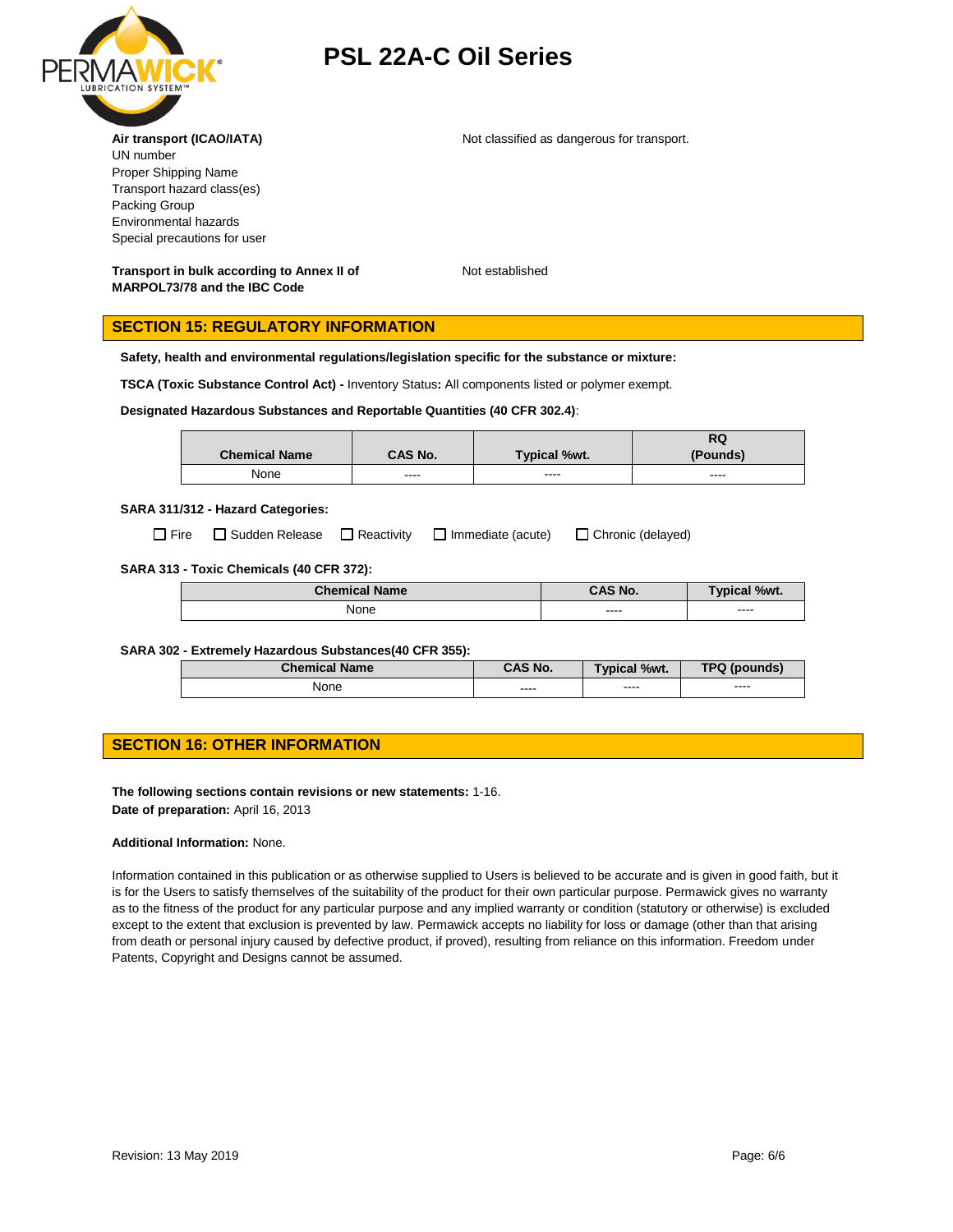**Air transport (ICAO/IATA)**
UN number
Proper Shipping Name
Transport hazard class(es)
Packing Group
Environmental hazards
Special precautions for user

Not classified as dangerous for transport.

**Transport in bulk according to Annex II of MARPOL73/78 and the IBC Code**

Not established

## SECTION 15: REGULATORY INFORMATION

**Safety, health and environmental regulations/legislation specific for the substance or mixture:**

**TSCA (Toxic Substance Control Act) -** Inventory Status**:** All components listed or polymer exempt.

**Designated Hazardous Substances and Reportable Quantities (40 CFR 302.4)**:

| Chemical Name | CAS No. | Typical %wt. | RQ (Pounds) |
|---|---|---|---|
| None | ---- | ---- | ---- |

**SARA 311/312 - Hazard Categories:**

☐ Fire ☐ Sudden Release ☐ Reactivity ☐ Immediate (acute) ☐ Chronic (delayed)

**SARA 313 - Toxic Chemicals (40 CFR 372):**

| Chemical Name | CAS No. | Typical %wt. |
|---|---|---|
| None | ---- | ---- |

**SARA 302 - Extremely Hazardous Substances(40 CFR 355):**

| Chemical Name | CAS No. | Typical %wt. | TPQ (pounds) |
|---|---|---|---|
| None | ---- | ---- | ---- |

## SECTION 16: OTHER INFORMATION

**The following sections contain revisions or new statements:** 1-16.
**Date of preparation:** April 16, 2013

**Additional Information:** None.

Information contained in this publication or as otherwise supplied to Users is believed to be accurate and is given in good faith, but it is for the Users to satisfy themselves of the suitability of the product for their own particular purpose. Permawick gives no warranty as to the fitness of the product for any particular purpose and any implied warranty or condition (statutory or otherwise) is excluded except to the extent that exclusion is prevented by law. Permawick accepts no liability for loss or damage (other than that arising from death or personal injury caused by defective product, if proved), resulting from reliance on this information. Freedom under Patents, Copyright and Designs cannot be assumed.